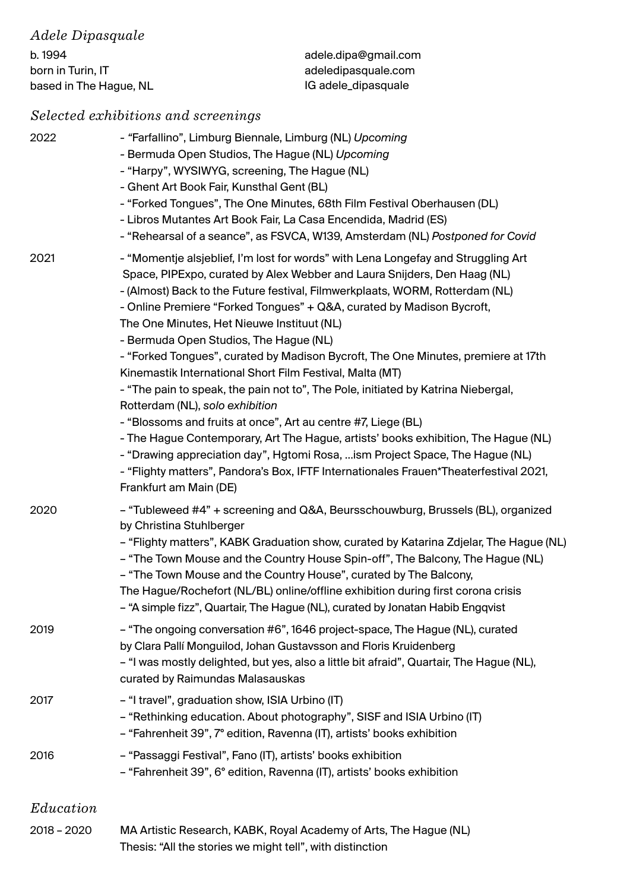# *Adele Dipasquale*

b. 1994
born in Turin, IT
based in The Hague, NL

adele.dipa@gmail.com
adeledipasquale.com
IG adele_dipasquale

## *Selected exhibitions and screenings*

**2022**

- "Farfallino", Limburg Biennale, Limburg (NL) *Upcoming*
- Bermuda Open Studios, The Hague (NL) *Upcoming*
- "Harpy", WYSIWYG, screening, The Hague (NL)
- Ghent Art Book Fair, Kunsthal Gent (BL)
- "Forked Tongues", The One Minutes, 68th Film Festival Oberhausen (DL)
- Libros Mutantes Art Book Fair, La Casa Encendida, Madrid (ES)
- "Rehearsal of a seance", as FSVCA, W139, Amsterdam (NL) *Postponed for Covid*

**2021**

- "Momentje alsjeblief, I'm lost for words" with Lena Longefay and Struggling Art Space, PIPExpo, curated by Alex Webber and Laura Snijders, Den Haag (NL)
- (Almost) Back to the Future festival, Filmwerkplaats, WORM, Rotterdam (NL)
- Online Premiere "Forked Tongues" + Q&A, curated by Madison Bycroft, The One Minutes, Het Nieuwe Instituut (NL)
- Bermuda Open Studios, The Hague (NL)
- "Forked Tongues", curated by Madison Bycroft, The One Minutes, premiere at 17th Kinemastik International Short Film Festival, Malta (MT)
- "The pain to speak, the pain not to", The Pole, initiated by Katrina Niebergal, Rotterdam (NL), *solo exhibition*
- "Blossoms and fruits at once", Art au centre #7, Liege (BL)
- The Hague Contemporary, Art The Hague, artists' books exhibition, The Hague (NL)
- "Drawing appreciation day", Hgtomi Rosa, ...ism Project Space, The Hague (NL)
- "Flighty matters", Pandora's Box, IFTF Internationales Frauen*Theaterfestival 2021, Frankfurt am Main (DE)

**2020**

- "Tubleweed #4" + screening and Q&A, Beursschouwburg, Brussels (BL), organized by Christina Stuhlberger
- "Flighty matters", KABK Graduation show, curated by Katarina Zdjelar, The Hague (NL)
- "The Town Mouse and the Country House Spin-off", The Balcony, The Hague (NL)
- "The Town Mouse and the Country House", curated by The Balcony, The Hague/Rochefort (NL/BL) online/offline exhibition during first corona crisis
- "A simple fizz", Quartair, The Hague (NL), curated by Jonatan Habib Engqvist

**2019**

- "The ongoing conversation #6", 1646 project-space, The Hague (NL), curated by Clara Pallí Monguilod, Johan Gustavsson and Floris Kruidenberg
- "I was mostly delighted, but yes, also a little bit afraid", Quartair, The Hague (NL), curated by Raimundas Malasauskas

**2017**

- "I travel", graduation show, ISIA Urbino (IT)
- "Rethinking education. About photography", SISF and ISIA Urbino (IT)
- "Fahrenheit 39", 7° edition, Ravenna (IT), artists' books exhibition

**2016**

- "Passaggi Festival", Fano (IT), artists' books exhibition
- "Fahrenheit 39", 6° edition, Ravenna (IT), artists' books exhibition

## *Education*

**2018 – 2020**
MA Artistic Research, KABK, Royal Academy of Arts, The Hague (NL)
Thesis: "All the stories we might tell", with distinction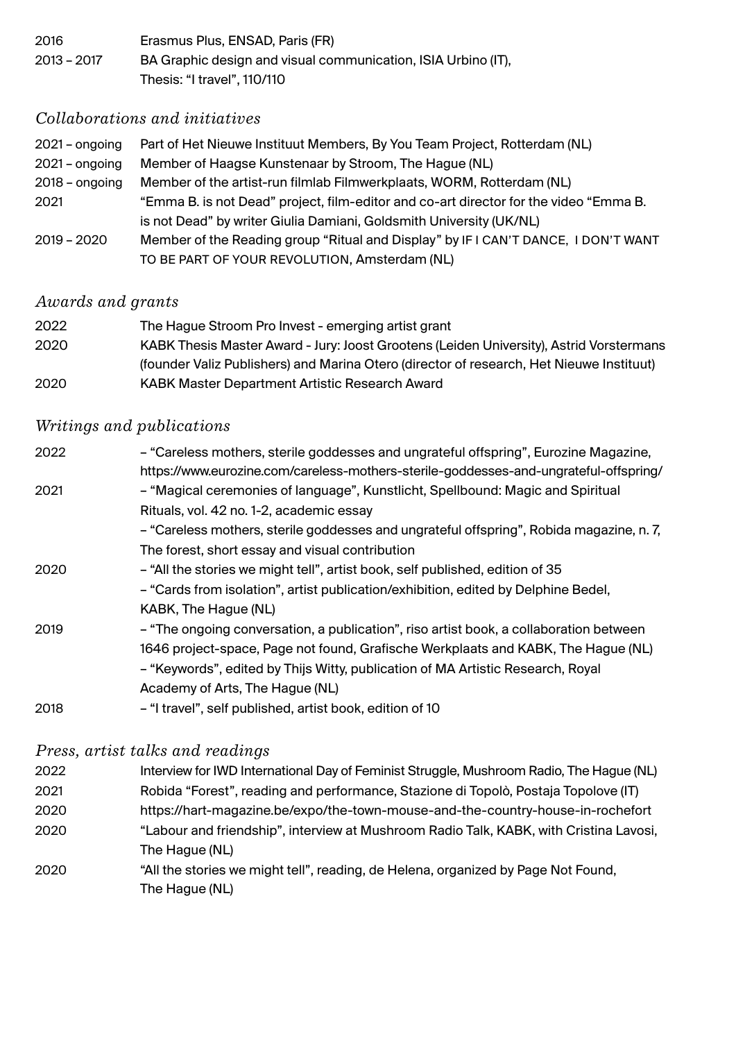| | |
|---|---|
| 2016 | Erasmus Plus, ENSAD, Paris (FR) |
| 2013 – 2017 | BA Graphic design and visual communication, ISIA Urbino (IT), Thesis: "I travel", 110/110 |

## *Collaborations and initiatives*

| | |
|---|---|
| 2021 – ongoing | Part of Het Nieuwe Instituut Members, By You Team Project, Rotterdam (NL) |
| 2021 – ongoing | Member of Haagse Kunstenaar by Stroom, The Hague (NL) |
| 2018 – ongoing | Member of the artist-run filmlab Filmwerkplaats, WORM, Rotterdam (NL) |
| 2021 | "Emma B. is not Dead" project, film-editor and co-art director for the video "Emma B. is not Dead" by writer Giulia Damiani, Goldsmith University (UK/NL) |
| 2019 – 2020 | Member of the Reading group "Ritual and Display" by IF I CAN'T DANCE, I DON'T WANT TO BE PART OF YOUR REVOLUTION, Amsterdam (NL) |

## *Awards and grants*

| | |
|---|---|
| 2022 | The Hague Stroom Pro Invest - emerging artist grant |
| 2020 | KABK Thesis Master Award - Jury: Joost Grootens (Leiden University), Astrid Vorstermans (founder Valiz Publishers) and Marina Otero (director of research, Het Nieuwe Instituut) |
| 2020 | KABK Master Department Artistic Research Award |

## *Writings and publications*

| | |
|---|---|
| 2022 | – "Careless mothers, sterile goddesses and ungrateful offspring", Eurozine Magazine, https://www.eurozine.com/careless-mothers-sterile-goddesses-and-ungrateful-offspring/ |
| 2021 | – "Magical ceremonies of language", Kunstlicht, Spellbound: Magic and Spiritual Rituals, vol. 42 no. 1-2, academic essay<br>– "Careless mothers, sterile goddesses and ungrateful offspring", Robida magazine, n. 7, The forest, short essay and visual contribution |
| 2020 | – "All the stories we might tell", artist book, self published, edition of 35<br>– "Cards from isolation", artist publication/exhibition, edited by Delphine Bedel, KABK, The Hague (NL) |
| 2019 | – "The ongoing conversation, a publication", riso artist book, a collaboration between 1646 project-space, Page not found, Grafische Werkplaats and KABK, The Hague (NL)<br>– "Keywords", edited by Thijs Witty, publication of MA Artistic Research, Royal Academy of Arts, The Hague (NL) |
| 2018 | – "I travel", self published, artist book, edition of 10 |

## *Press, artist talks and readings*

| | |
|---|---|
| 2022 | Interview for IWD International Day of Feminist Struggle, Mushroom Radio, The Hague (NL) |
| 2021 | Robida "Forest", reading and performance, Stazione di Topolò, Postaja Topolove (IT) |
| 2020 | https://hart-magazine.be/expo/the-town-mouse-and-the-country-house-in-rochefort |
| 2020 | "Labour and friendship", interview at Mushroom Radio Talk, KABK, with Cristina Lavosi, The Hague (NL) |
| 2020 | "All the stories we might tell", reading, de Helena, organized by Page Not Found, The Hague (NL) |